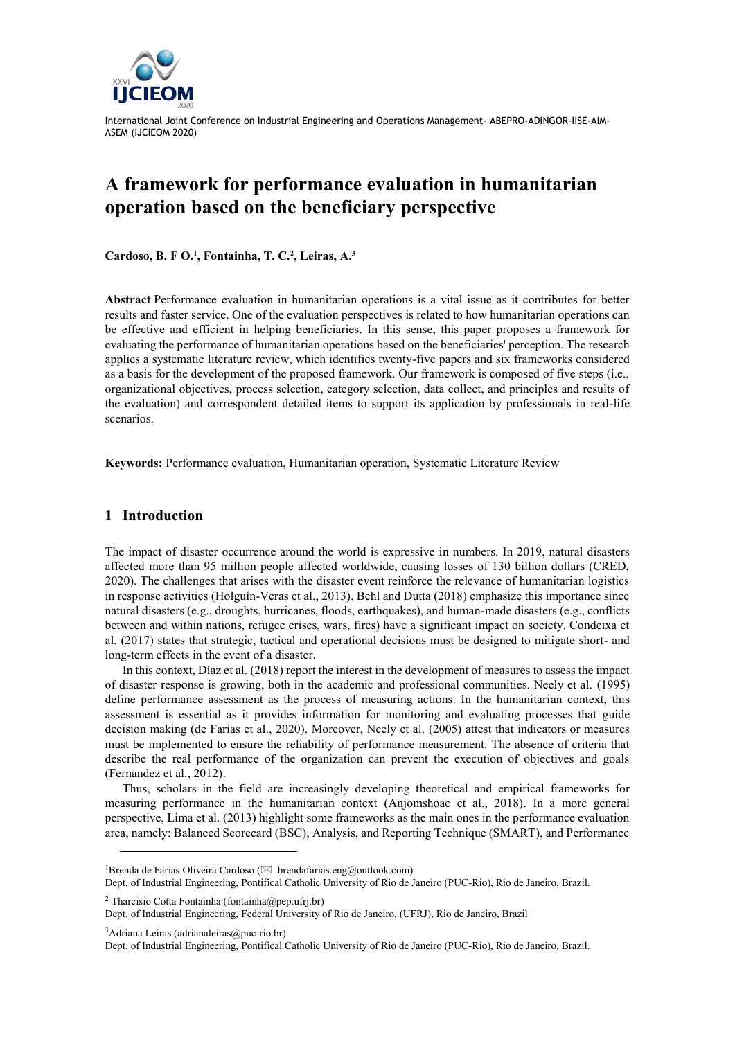# A framework for performance evaluation in humanitarian operation based on the beneficiary perspective

**Cardoso, B. F O.[1], Fontainha, T. C.[2], Leiras, A.[3]**

**Abstract** Performance evaluation in humanitarian operations is a vital issue as it contributes for better results and faster service. One of the evaluation perspectives is related to how humanitarian operations can be effective and efficient in helping beneficiaries. In this sense, this paper proposes a framework for evaluating the performance of humanitarian operations based on the beneficiaries' perception. The research applies a systematic literature review, which identifies twenty-five papers and six frameworks considered as a basis for the development of the proposed framework. Our framework is composed of five steps (i.e., organizational objectives, process selection, category selection, data collect, and principles and results of the evaluation) and correspondent detailed items to support its application by professionals in real-life scenarios.

**Keywords:** Performance evaluation, Humanitarian operation, Systematic Literature Review

## 1 Introduction

The impact of disaster occurrence around the world is expressive in numbers. In 2019, natural disasters affected more than 95 million people affected worldwide, causing losses of 130 billion dollars (CRED, 2020). The challenges that arises with the disaster event reinforce the relevance of humanitarian logistics in response activities (Holguín-Veras et al., 2013). Behl and Dutta (2018) emphasize this importance since natural disasters (e.g., droughts, hurricanes, floods, earthquakes), and human-made disasters (e.g., conflicts between and within nations, refugee crises, wars, fires) have a significant impact on society. Condeixa et al. (2017) states that strategic, tactical and operational decisions must be designed to mitigate short- and long-term effects in the event of a disaster.

In this context, Díaz et al. (2018) report the interest in the development of measures to assess the impact of disaster response is growing, both in the academic and professional communities. Neely et al. (1995) define performance assessment as the process of measuring actions. In the humanitarian context, this assessment is essential as it provides information for monitoring and evaluating processes that guide decision making (de Farias et al., 2020). Moreover, Neely et al. (2005) attest that indicators or measures must be implemented to ensure the reliability of performance measurement. The absence of criteria that describe the real performance of the organization can prevent the execution of objectives and goals (Fernandez et al., 2012).

Thus, scholars in the field are increasingly developing theoretical and empirical frameworks for measuring performance in the humanitarian context (Anjomshoae et al., 2018). In a more general perspective, Lima et al. (2013) highlight some frameworks as the main ones in the performance evaluation area, namely: Balanced Scorecard (BSC), Analysis, and Reporting Technique (SMART), and Performance

---

[1] Brenda de Farias Oliveira Cardoso (✉ brendafarias.eng@outlook.com)
Dept. of Industrial Engineering, Pontifical Catholic University of Rio de Janeiro (PUC-Rio), Rio de Janeiro, Brazil.

[2] Tharcisio Cotta Fontainha (fontainha@pep.ufrj.br)
Dept. of Industrial Engineering, Federal University of Rio de Janeiro, (UFRJ), Rio de Janeiro, Brazil

[3] Adriana Leiras (adrianaleiras@puc-rio.br)
Dept. of Industrial Engineering, Pontifical Catholic University of Rio de Janeiro (PUC-Rio), Rio de Janeiro, Brazil.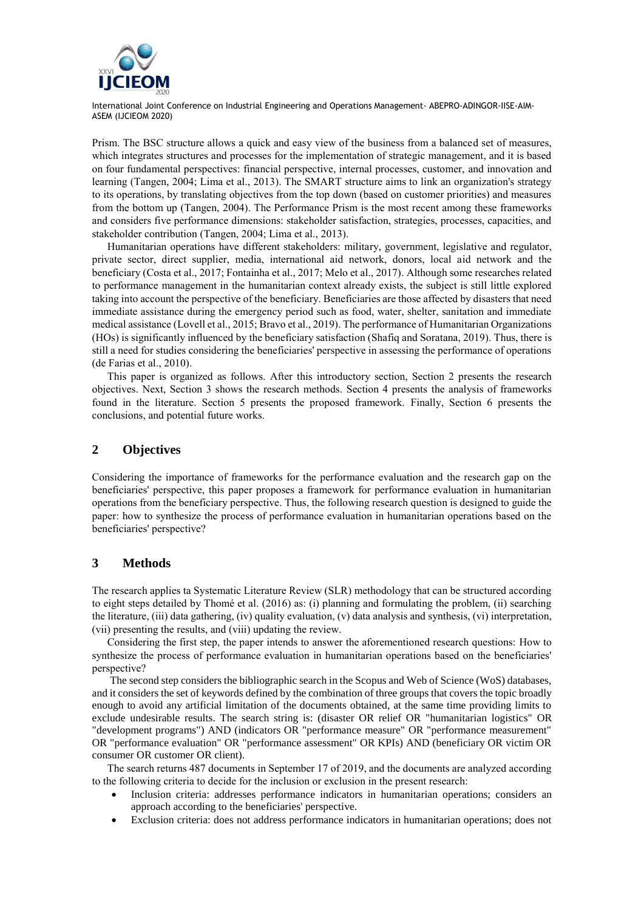Prism. The BSC structure allows a quick and easy view of the business from a balanced set of measures, which integrates structures and processes for the implementation of strategic management, and it is based on four fundamental perspectives: financial perspective, internal processes, customer, and innovation and learning (Tangen, 2004; Lima et al., 2013). The SMART structure aims to link an organization's strategy to its operations, by translating objectives from the top down (based on customer priorities) and measures from the bottom up (Tangen, 2004). The Performance Prism is the most recent among these frameworks and considers five performance dimensions: stakeholder satisfaction, strategies, processes, capacities, and stakeholder contribution (Tangen, 2004; Lima et al., 2013).

Humanitarian operations have different stakeholders: military, government, legislative and regulator, private sector, direct supplier, media, international aid network, donors, local aid network and the beneficiary (Costa et al., 2017; Fontainha et al., 2017; Melo et al., 2017). Although some researches related to performance management in the humanitarian context already exists, the subject is still little explored taking into account the perspective of the beneficiary. Beneficiaries are those affected by disasters that need immediate assistance during the emergency period such as food, water, shelter, sanitation and immediate medical assistance (Lovell et al., 2015; Bravo et al., 2019). The performance of Humanitarian Organizations (HOs) is significantly influenced by the beneficiary satisfaction (Shafiq and Soratana, 2019). Thus, there is still a need for studies considering the beneficiaries' perspective in assessing the performance of operations (de Farias et al., 2010).

This paper is organized as follows. After this introductory section, Section 2 presents the research objectives. Next, Section 3 shows the research methods. Section 4 presents the analysis of frameworks found in the literature. Section 5 presents the proposed framework. Finally, Section 6 presents the conclusions, and potential future works.

## 2 Objectives

Considering the importance of frameworks for the performance evaluation and the research gap on the beneficiaries' perspective, this paper proposes a framework for performance evaluation in humanitarian operations from the beneficiary perspective. Thus, the following research question is designed to guide the paper: how to synthesize the process of performance evaluation in humanitarian operations based on the beneficiaries' perspective?

## 3 Methods

The research applies ta Systematic Literature Review (SLR) methodology that can be structured according to eight steps detailed by Thomé et al. (2016) as: (i) planning and formulating the problem, (ii) searching the literature, (iii) data gathering, (iv) quality evaluation, (v) data analysis and synthesis, (vi) interpretation, (vii) presenting the results, and (viii) updating the review.

Considering the first step, the paper intends to answer the aforementioned research questions: How to synthesize the process of performance evaluation in humanitarian operations based on the beneficiaries' perspective?

The second step considers the bibliographic search in the Scopus and Web of Science (WoS) databases, and it considers the set of keywords defined by the combination of three groups that covers the topic broadly enough to avoid any artificial limitation of the documents obtained, at the same time providing limits to exclude undesirable results. The search string is: (disaster OR relief OR "humanitarian logistics" OR "development programs") AND (indicators OR "performance measure" OR "performance measurement" OR "performance evaluation" OR "performance assessment" OR KPIs) AND (beneficiary OR victim OR consumer OR customer OR client).

The search returns 487 documents in September 17 of 2019, and the documents are analyzed according to the following criteria to decide for the inclusion or exclusion in the present research:

- Inclusion criteria: addresses performance indicators in humanitarian operations; considers an approach according to the beneficiaries' perspective.
- Exclusion criteria: does not address performance indicators in humanitarian operations; does not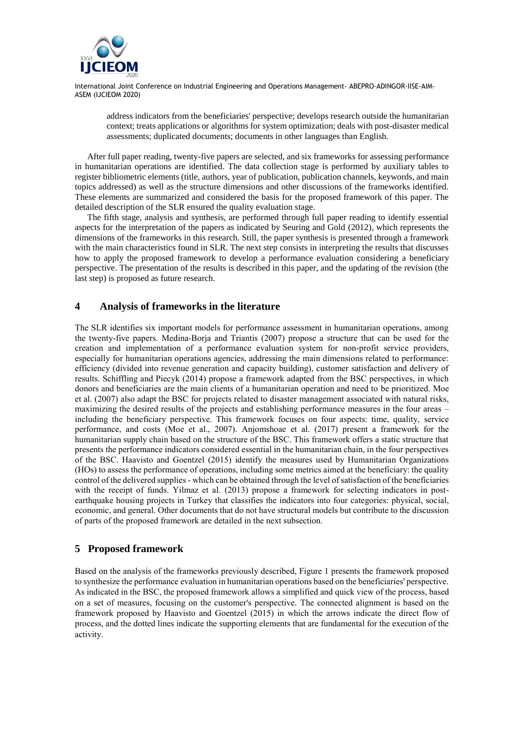address indicators from the beneficiaries' perspective; develops research outside the humanitarian context; treats applications or algorithms for system optimization; deals with post-disaster medical assessments; duplicated documents; documents in other languages than English.

After full paper reading, twenty-five papers are selected, and six frameworks for assessing performance in humanitarian operations are identified. The data collection stage is performed by auxiliary tables to register bibliometric elements (title, authors, year of publication, publication channels, keywords, and main topics addressed) as well as the structure dimensions and other discussions of the frameworks identified. These elements are summarized and considered the basis for the proposed framework of this paper. The detailed description of the SLR ensured the quality evaluation stage.

The fifth stage, analysis and synthesis, are performed through full paper reading to identify essential aspects for the interpretation of the papers as indicated by Seuring and Gold (2012), which represents the dimensions of the frameworks in this research. Still, the paper synthesis is presented through a framework with the main characteristics found in SLR. The next step consists in interpreting the results that discusses how to apply the proposed framework to develop a performance evaluation considering a beneficiary perspective. The presentation of the results is described in this paper, and the updating of the revision (the last step) is proposed as future research.

## 4 Analysis of frameworks in the literature

The SLR identifies six important models for performance assessment in humanitarian operations, among the twenty-five papers. Medina-Borja and Triantis (2007) propose a structure that can be used for the creation and implementation of a performance evaluation system for non-profit service providers, especially for humanitarian operations agencies, addressing the main dimensions related to performance: efficiency (divided into revenue generation and capacity building), customer satisfaction and delivery of results. Schiffling and Piecyk (2014) propose a framework adapted from the BSC perspectives, in which donors and beneficiaries are the main clients of a humanitarian operation and need to be prioritized. Moe et al. (2007) also adapt the BSC for projects related to disaster management associated with natural risks, maximizing the desired results of the projects and establishing performance measures in the four areas – including the beneficiary perspective. This framework focuses on four aspects: time, quality, service performance, and costs (Moe et al., 2007). Anjomshoae et al. (2017) present a framework for the humanitarian supply chain based on the structure of the BSC. This framework offers a static structure that presents the performance indicators considered essential in the humanitarian chain, in the four perspectives of the BSC. Haavisto and Goentzel (2015) identify the measures used by Humanitarian Organizations (HOs) to assess the performance of operations, including some metrics aimed at the beneficiary: the quality control of the delivered supplies - which can be obtained through the level of satisfaction of the beneficiaries with the receipt of funds. Yilmaz et al. (2013) propose a framework for selecting indicators in post-earthquake housing projects in Turkey that classifies the indicators into four categories: physical, social, economic, and general. Other documents that do not have structural models but contribute to the discussion of parts of the proposed framework are detailed in the next subsection.

## 5 Proposed framework

Based on the analysis of the frameworks previously described, Figure 1 presents the framework proposed to synthesize the performance evaluation in humanitarian operations based on the beneficiaries' perspective. As indicated in the BSC, the proposed framework allows a simplified and quick view of the process, based on a set of measures, focusing on the customer's perspective. The connected alignment is based on the framework proposed by Haavisto and Goentzel (2015) in which the arrows indicate the direct flow of process, and the dotted lines indicate the supporting elements that are fundamental for the execution of the activity.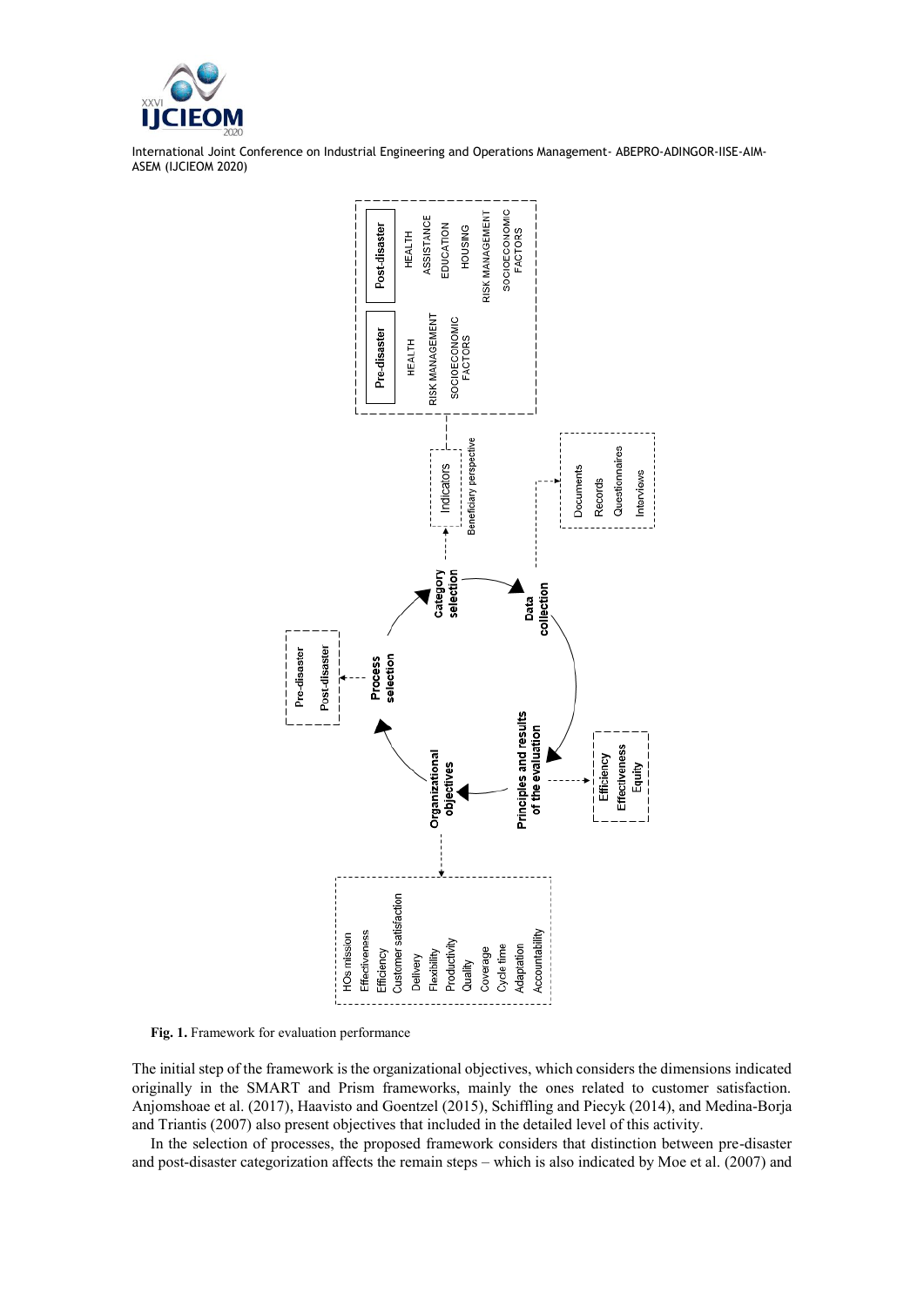**Fig. 1.** Framework for evaluation performance

The initial step of the framework is the organizational objectives, which considers the dimensions indicated originally in the SMART and Prism frameworks, mainly the ones related to customer satisfaction. Anjomshoae et al. (2017), Haavisto and Goentzel (2015), Schiffling and Piecyk (2014), and Medina-Borja and Triantis (2007) also present objectives that included in the detailed level of this activity.

In the selection of processes, the proposed framework considers that distinction between pre-disaster and post-disaster categorization affects the remain steps – which is also indicated by Moe et al. (2007) and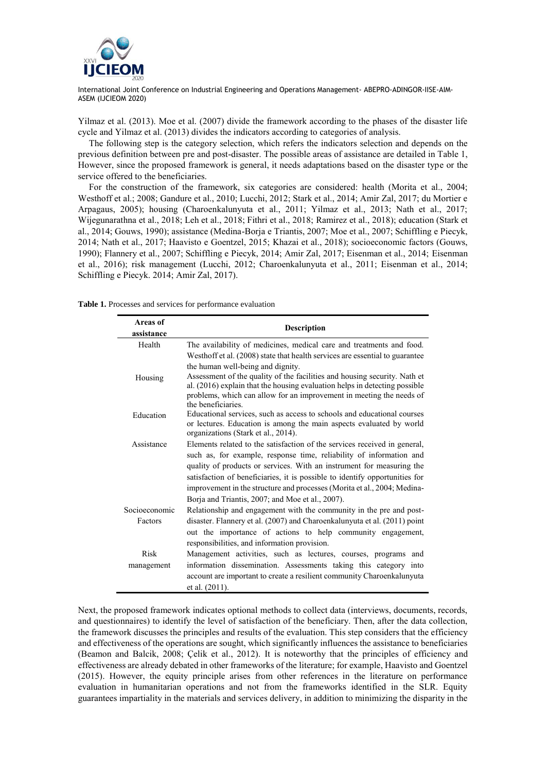Yilmaz et al. (2013). Moe et al. (2007) divide the framework according to the phases of the disaster life cycle and Yilmaz et al. (2013) divides the indicators according to categories of analysis.

The following step is the category selection, which refers the indicators selection and depends on the previous definition between pre and post-disaster. The possible areas of assistance are detailed in Table 1, However, since the proposed framework is general, it needs adaptations based on the disaster type or the service offered to the beneficiaries.

For the construction of the framework, six categories are considered: health (Morita et al., 2004; Westhoff et al.; 2008; Gandure et al., 2010; Lucchi, 2012; Stark et al., 2014; Amir Zal, 2017; du Mortier e Arpagaus, 2005); housing (Charoenkalunyuta et al., 2011; Yilmaz et al., 2013; Nath et al., 2017; Wijegunarathna et al., 2018; Leh et al., 2018; Fithri et al., 2018; Ramirez et al., 2018); education (Stark et al., 2014; Gouws, 1990); assistance (Medina-Borja e Triantis, 2007; Moe et al., 2007; Schiffling e Piecyk, 2014; Nath et al., 2017; Haavisto e Goentzel, 2015; Khazai et al., 2018); socioeconomic factors (Gouws, 1990); Flannery et al., 2007; Schiffling e Piecyk, 2014; Amir Zal, 2017; Eisenman et al., 2014; Eisenman et al., 2016); risk management (Lucchi, 2012; Charoenkalunyuta et al., 2011; Eisenman et al., 2014; Schiffling e Piecyk. 2014; Amir Zal, 2017).

**Table 1.** Processes and services for performance evaluation

| Areas of assistance | Description |
|---|---|
| Health | The availability of medicines, medical care and treatments and food. Westhoff et al. (2008) state that health services are essential to guarantee the human well-being and dignity. |
| Housing | Assessment of the quality of the facilities and housing security. Nath et al. (2016) explain that the housing evaluation helps in detecting possible problems, which can allow for an improvement in meeting the needs of the beneficiaries. |
| Education | Educational services, such as access to schools and educational courses or lectures. Education is among the main aspects evaluated by world organizations (Stark et al., 2014). |
| Assistance | Elements related to the satisfaction of the services received in general, such as, for example, response time, reliability of information and quality of products or services. With an instrument for measuring the satisfaction of beneficiaries, it is possible to identify opportunities for improvement in the structure and processes (Morita et al., 2004; Medina-Borja and Triantis, 2007; and Moe et al., 2007). |
| Socioeconomic Factors | Relationship and engagement with the community in the pre and post-disaster. Flannery et al. (2007) and Charoenkalunyuta et al. (2011) point out the importance of actions to help community engagement, responsibilities, and information provision. |
| Risk management | Management activities, such as lectures, courses, programs and information dissemination. Assessments taking this category into account are important to create a resilient community Charoenkalunyuta et al. (2011). |

Next, the proposed framework indicates optional methods to collect data (interviews, documents, records, and questionnaires) to identify the level of satisfaction of the beneficiary. Then, after the data collection, the framework discusses the principles and results of the evaluation. This step considers that the efficiency and effectiveness of the operations are sought, which significantly influences the assistance to beneficiaries (Beamon and Balcik, 2008; Çelik et al., 2012). It is noteworthy that the principles of efficiency and effectiveness are already debated in other frameworks of the literature; for example, Haavisto and Goentzel (2015). However, the equity principle arises from other references in the literature on performance evaluation in humanitarian operations and not from the frameworks identified in the SLR. Equity guarantees impartiality in the materials and services delivery, in addition to minimizing the disparity in the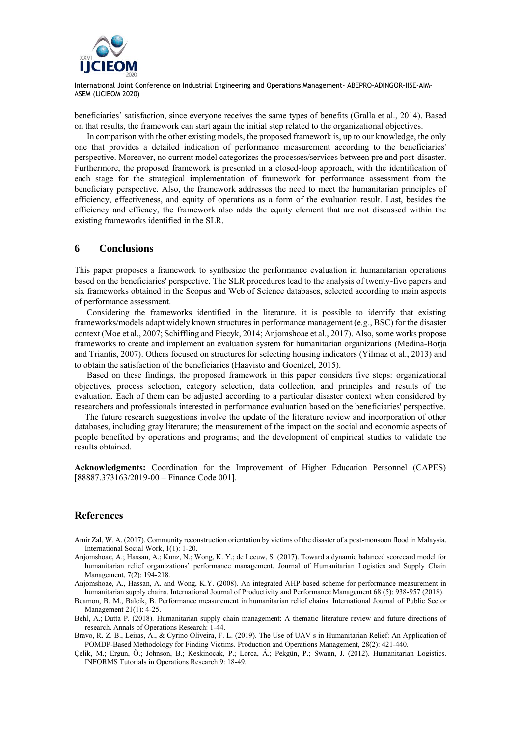beneficiaries' satisfaction, since everyone receives the same types of benefits (Gralla et al., 2014). Based on that results, the framework can start again the initial step related to the organizational objectives.

In comparison with the other existing models, the proposed framework is, up to our knowledge, the only one that provides a detailed indication of performance measurement according to the beneficiaries' perspective. Moreover, no current model categorizes the processes/services between pre and post-disaster. Furthermore, the proposed framework is presented in a closed-loop approach, with the identification of each stage for the strategical implementation of framework for performance assessment from the beneficiary perspective. Also, the framework addresses the need to meet the humanitarian principles of efficiency, effectiveness, and equity of operations as a form of the evaluation result. Last, besides the efficiency and efficacy, the framework also adds the equity element that are not discussed within the existing frameworks identified in the SLR.

## 6 Conclusions

This paper proposes a framework to synthesize the performance evaluation in humanitarian operations based on the beneficiaries' perspective. The SLR procedures lead to the analysis of twenty-five papers and six frameworks obtained in the Scopus and Web of Science databases, selected according to main aspects of performance assessment.

Considering the frameworks identified in the literature, it is possible to identify that existing frameworks/models adapt widely known structures in performance management (e.g., BSC) for the disaster context (Moe et al., 2007; Schiffling and Piecyk, 2014; Anjomshoae et al., 2017). Also, some works propose frameworks to create and implement an evaluation system for humanitarian organizations (Medina-Borja and Triantis, 2007). Others focused on structures for selecting housing indicators (Yilmaz et al., 2013) and to obtain the satisfaction of the beneficiaries (Haavisto and Goentzel, 2015).

Based on these findings, the proposed framework in this paper considers five steps: organizational objectives, process selection, category selection, data collection, and principles and results of the evaluation. Each of them can be adjusted according to a particular disaster context when considered by researchers and professionals interested in performance evaluation based on the beneficiaries' perspective.

The future research suggestions involve the update of the literature review and incorporation of other databases, including gray literature; the measurement of the impact on the social and economic aspects of people benefited by operations and programs; and the development of empirical studies to validate the results obtained.

**Acknowledgments:** Coordination for the Improvement of Higher Education Personnel (CAPES) [88887.373163/2019-00 – Finance Code 001].

## References

Amir Zal, W. A. (2017). Community reconstruction orientation by victims of the disaster of a post-monsoon flood in Malaysia. International Social Work, 1(1): 1-20.

Anjomshoae, A.; Hassan, A.; Kunz, N.; Wong, K. Y.; de Leeuw, S. (2017). Toward a dynamic balanced scorecard model for humanitarian relief organizations' performance management. Journal of Humanitarian Logistics and Supply Chain Management, 7(2): 194-218.

Anjomshoae, A., Hassan, A. and Wong, K.Y. (2008). An integrated AHP-based scheme for performance measurement in humanitarian supply chains. International Journal of Productivity and Performance Management 68 (5): 938-957 (2018).

Beamon, B. M., Balcik, B. Performance measurement in humanitarian relief chains. International Journal of Public Sector Management 21(1): 4-25.

Behl, A.; Dutta P. (2018). Humanitarian supply chain management: A thematic literature review and future directions of research. Annals of Operations Research: 1-44.

Bravo, R. Z. B., Leiras, A., & Cyrino Oliveira, F. L. (2019). The Use of UAV s in Humanitarian Relief: An Application of POMDP-Based Methodology for Finding Victims. Production and Operations Management, 28(2): 421-440.

Çelik, M.; Ergun, Õ.; Johnson, B.; Keskinocak, P.; Lorca, Á.; Pekgün, P.; Swann, J. (2012). Humanitarian Logistics. INFORMS Tutorials in Operations Research 9: 18-49.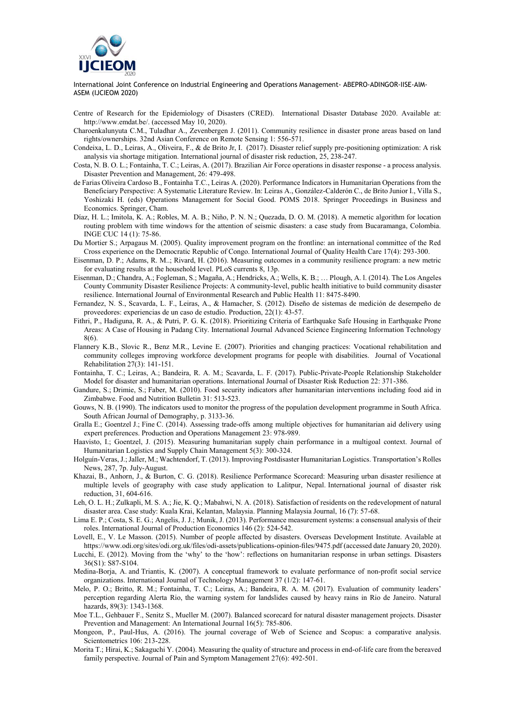Centre of Research for the Epidemiology of Disasters (CRED). International Disaster Database 2020. Available at: http://www.emdat.be/. (accessed May 10, 2020).

Charoenkalunyuta C.M., Tuladhar A., Zevenbergen J. (2011). Community resilience in disaster prone areas based on land rights/ownerships. 32nd Asian Conference on Remote Sensing 1: 556-571.

Condeixa, L. D., Leiras, A., Oliveira, F., & de Brito Jr, I. (2017). Disaster relief supply pre-positioning optimization: A risk analysis via shortage mitigation. International journal of disaster risk reduction, 25, 238-247.

Costa, N. B. O. L.; Fontainha, T. C.; Leiras, A. (2017). Brazilian Air Force operations in disaster response - a process analysis. Disaster Prevention and Management, 26: 479-498.

de Farias Oliveira Cardoso B., Fontainha T.C., Leiras A. (2020). Performance Indicators in Humanitarian Operations from the Beneficiary Perspective: A Systematic Literature Review. In: Leiras A., González-Calderón C., de Brito Junior I., Villa S., Yoshizaki H. (eds) Operations Management for Social Good. POMS 2018. Springer Proceedings in Business and Economics. Springer, Cham.

Díaz, H. L.; Imitola, K. A.; Robles, M. A. B.; Niño, P. N. N.; Quezada, D. O. M. (2018). A memetic algorithm for location routing problem with time windows for the attention of seismic disasters: a case study from Bucaramanga, Colombia. INGE CUC 14 (1): 75-86.

Du Mortier S.; Arpagaus M. (2005). Quality improvement program on the frontline: an international committee of the Red Cross experience on the Democratic Republic of Congo. International Journal of Quality Health Care 17(4): 293-300.

Eisenman, D. P.; Adams, R. M..; Rivard, H. (2016). Measuring outcomes in a community resilience program: a new metric for evaluating results at the household level. PLoS currents 8, 13p.

Eisenman, D.; Chandra, A.; Fogleman, S.; Magaña, A.; Hendricks, A.; Wells, K. B.; … Plough, A. l. (2014). The Los Angeles County Community Disaster Resilience Projects: A community-level, public health initiative to build community disaster resilience. International Journal of Environmental Research and Public Health 11: 8475-8490.

Fernandez, N. S., Scavarda, L. F., Leiras, A., & Hamacher, S. (2012). Diseño de sistemas de medición de desempeño de proveedores: experiencias de un caso de estudio. Production, 22(1): 43-57.

Fithri, P., Hadiguna, R. A., & Putri, P. G. K. (2018). Prioritizing Criteria of Earthquake Safe Housing in Earthquake Prone Areas: A Case of Housing in Padang City. International Journal Advanced Science Engineering Information Technology 8(6).

Flannery K.B., Slovic R., Benz M.R., Levine E. (2007). Priorities and changing practices: Vocational rehabilitation and community colleges improving workforce development programs for people with disabilities. Journal of Vocational Rehabilitation 27(3): 141-151.

Fontainha, T. C.; Leiras, A.; Bandeira, R. A. M.; Scavarda, L. F. (2017). Public-Private-People Relationship Stakeholder Model for disaster and humanitarian operations. International Journal of Disaster Risk Reduction 22: 371-386.

Gandure, S.; Drimie, S.; Faber, M. (2010). Food security indicators after humanitarian interventions including food aid in Zimbabwe. Food and Nutrition Bulletin 31: 513-523.

Gouws, N. B. (1990). The indicators used to monitor the progress of the population development programme in South Africa. South African Journal of Demography, p. 3133-36.

Gralla E.; Goentzel J.; Fine C. (2014). Assessing trade-offs among multiple objectives for humanitarian aid delivery using expert preferences. Production and Operations Management 23: 978-989.

Haavisto, I.; Goentzel, J. (2015). Measuring humanitarian supply chain performance in a multigoal context. Journal of Humanitarian Logistics and Supply Chain Management 5(3): 300-324.

Holguín-Veras, J.; Jaller, M.; Wachtendorf, T. (2013). Improving Postdisaster Humanitarian Logistics. Transportation's Rolles News, 287, 7p. July-August.

Khazai, B., Anhorn, J., & Burton, C. G. (2018). Resilience Performance Scorecard: Measuring urban disaster resilience at multiple levels of geography with case study application to Lalitpur, Nepal. International journal of disaster risk reduction, 31, 604-616.

Leh, O. L. H.; Zulkapli, M. S. A.; Jie, K. Q.; Mabahwi, N. A. (2018). Satisfaction of residents on the redevelopment of natural disaster area. Case study: Kuala Krai, Kelantan, Malaysia. Planning Malaysia Journal, 16 (7): 57-68.

Lima E. P.; Costa, S. E. G.; Angelis, J. J.; Munik, J. (2013). Performance measurement systems: a consensual analysis of their roles. International Journal of Production Economics 146 (2): 524-542.

Lovell, E., V. Le Masson. (2015). Number of people affected by disasters. Overseas Development Institute. Available at https://www.odi.org/sites/odi.org.uk/files/odi-assets/publications-opinion-files/9475.pdf (accessed date January 20, 2020).

Lucchi, E. (2012). Moving from the 'why' to the 'how': reflections on humanitarian response in urban settings. Disasters 36(S1): S87-S104.

Medina-Borja, A. and Triantis, K. (2007). A conceptual framework to evaluate performance of non-profit social service organizations. International Journal of Technology Management 37 (1/2): 147-61.

Melo, P. O.; Britto, R. M.; Fontainha, T. C.; Leiras, A.; Bandeira, R. A. M. (2017). Evaluation of community leaders' perception regarding Alerta Rio, the warning system for landslides caused by heavy rains in Rio de Janeiro. Natural hazards, 89(3): 1343-1368.

Moe T.L., Gehbauer F., Senitz S., Mueller M. (2007). Balanced scorecard for natural disaster management projects. Disaster Prevention and Management: An International Journal 16(5): 785-806.

Mongeon, P., Paul-Hus, A. (2016). The journal coverage of Web of Science and Scopus: a comparative analysis. Scientometrics 106: 213-228.

Morita T.; Hirai, K.; Sakaguchi Y. (2004). Measuring the quality of structure and process in end-of-life care from the bereaved family perspective. Journal of Pain and Symptom Management 27(6): 492-501.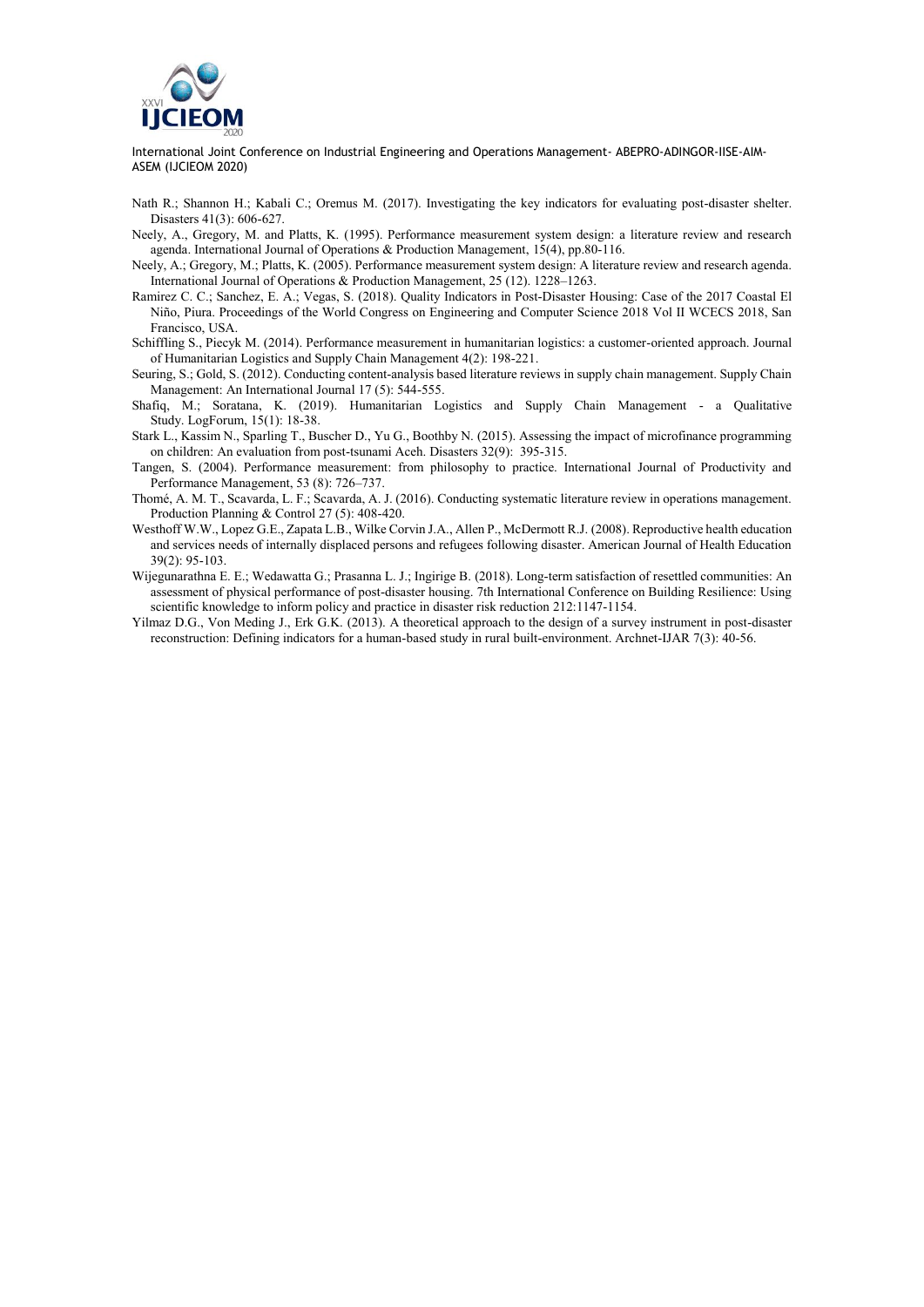Nath R.; Shannon H.; Kabali C.; Oremus M. (2017). Investigating the key indicators for evaluating post-disaster shelter. Disasters 41(3): 606-627.

Neely, A., Gregory, M. and Platts, K. (1995). Performance measurement system design: a literature review and research agenda. International Journal of Operations & Production Management, 15(4), pp.80-116.

Neely, A.; Gregory, M.; Platts, K. (2005). Performance measurement system design: A literature review and research agenda. International Journal of Operations & Production Management, 25 (12). 1228–1263.

Ramirez C. C.; Sanchez, E. A.; Vegas, S. (2018). Quality Indicators in Post-Disaster Housing: Case of the 2017 Coastal El Niño, Piura. Proceedings of the World Congress on Engineering and Computer Science 2018 Vol II WCECS 2018, San Francisco, USA.

Schiffling S., Piecyk M. (2014). Performance measurement in humanitarian logistics: a customer-oriented approach. Journal of Humanitarian Logistics and Supply Chain Management 4(2): 198-221.

Seuring, S.; Gold, S. (2012). Conducting content-analysis based literature reviews in supply chain management. Supply Chain Management: An International Journal 17 (5): 544-555.

Shafiq, M.; Soratana, K. (2019). Humanitarian Logistics and Supply Chain Management - a Qualitative Study. LogForum, 15(1): 18-38.

Stark L., Kassim N., Sparling T., Buscher D., Yu G., Boothby N. (2015). Assessing the impact of microfinance programming on children: An evaluation from post-tsunami Aceh. Disasters 32(9): 395-315.

Tangen, S. (2004). Performance measurement: from philosophy to practice. International Journal of Productivity and Performance Management, 53 (8): 726–737.

Thomé, A. M. T., Scavarda, L. F.; Scavarda, A. J. (2016). Conducting systematic literature review in operations management. Production Planning & Control 27 (5): 408-420.

Westhoff W.W., Lopez G.E., Zapata L.B., Wilke Corvin J.A., Allen P., McDermott R.J. (2008). Reproductive health education and services needs of internally displaced persons and refugees following disaster. American Journal of Health Education 39(2): 95-103.

Wijegunarathna E. E.; Wedawatta G.; Prasanna L. J.; Ingirige B. (2018). Long-term satisfaction of resettled communities: An assessment of physical performance of post-disaster housing. 7th International Conference on Building Resilience: Using scientific knowledge to inform policy and practice in disaster risk reduction 212:1147-1154.

Yilmaz D.G., Von Meding J., Erk G.K. (2013). A theoretical approach to the design of a survey instrument in post-disaster reconstruction: Defining indicators for a human-based study in rural built-environment. Archnet-IJAR 7(3): 40-56.